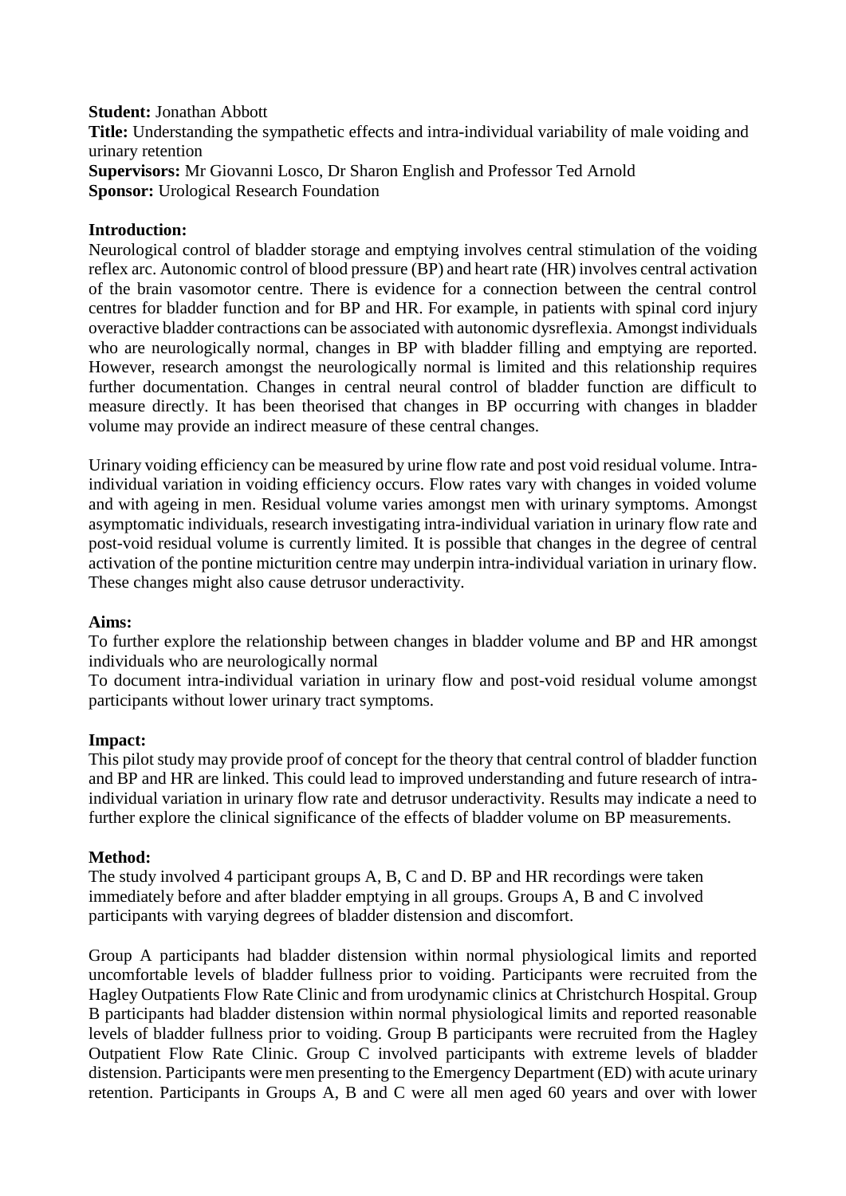**Student:** Jonathan Abbott
**Title:** Understanding the sympathetic effects and intra-individual variability of male voiding and urinary retention
**Supervisors:** Mr Giovanni Losco, Dr Sharon English and Professor Ted Arnold
**Sponsor:** Urological Research Foundation

**Introduction:**

Neurological control of bladder storage and emptying involves central stimulation of the voiding reflex arc. Autonomic control of blood pressure (BP) and heart rate (HR) involves central activation of the brain vasomotor centre. There is evidence for a connection between the central control centres for bladder function and for BP and HR. For example, in patients with spinal cord injury overactive bladder contractions can be associated with autonomic dysreflexia. Amongst individuals who are neurologically normal, changes in BP with bladder filling and emptying are reported. However, research amongst the neurologically normal is limited and this relationship requires further documentation. Changes in central neural control of bladder function are difficult to measure directly. It has been theorised that changes in BP occurring with changes in bladder volume may provide an indirect measure of these central changes.

Urinary voiding efficiency can be measured by urine flow rate and post void residual volume. Intra-individual variation in voiding efficiency occurs. Flow rates vary with changes in voided volume and with ageing in men. Residual volume varies amongst men with urinary symptoms. Amongst asymptomatic individuals, research investigating intra-individual variation in urinary flow rate and post-void residual volume is currently limited. It is possible that changes in the degree of central activation of the pontine micturition centre may underpin intra-individual variation in urinary flow. These changes might also cause detrusor underactivity.

**Aims:**

To further explore the relationship between changes in bladder volume and BP and HR amongst individuals who are neurologically normal

To document intra-individual variation in urinary flow and post-void residual volume amongst participants without lower urinary tract symptoms.

**Impact:**

This pilot study may provide proof of concept for the theory that central control of bladder function and BP and HR are linked. This could lead to improved understanding and future research of intra-individual variation in urinary flow rate and detrusor underactivity. Results may indicate a need to further explore the clinical significance of the effects of bladder volume on BP measurements.

**Method:**

The study involved 4 participant groups A, B, C and D. BP and HR recordings were taken immediately before and after bladder emptying in all groups. Groups A, B and C involved participants with varying degrees of bladder distension and discomfort.

Group A participants had bladder distension within normal physiological limits and reported uncomfortable levels of bladder fullness prior to voiding. Participants were recruited from the Hagley Outpatients Flow Rate Clinic and from urodynamic clinics at Christchurch Hospital. Group B participants had bladder distension within normal physiological limits and reported reasonable levels of bladder fullness prior to voiding. Group B participants were recruited from the Hagley Outpatient Flow Rate Clinic. Group C involved participants with extreme levels of bladder distension. Participants were men presenting to the Emergency Department (ED) with acute urinary retention. Participants in Groups A, B and C were all men aged 60 years and over with lower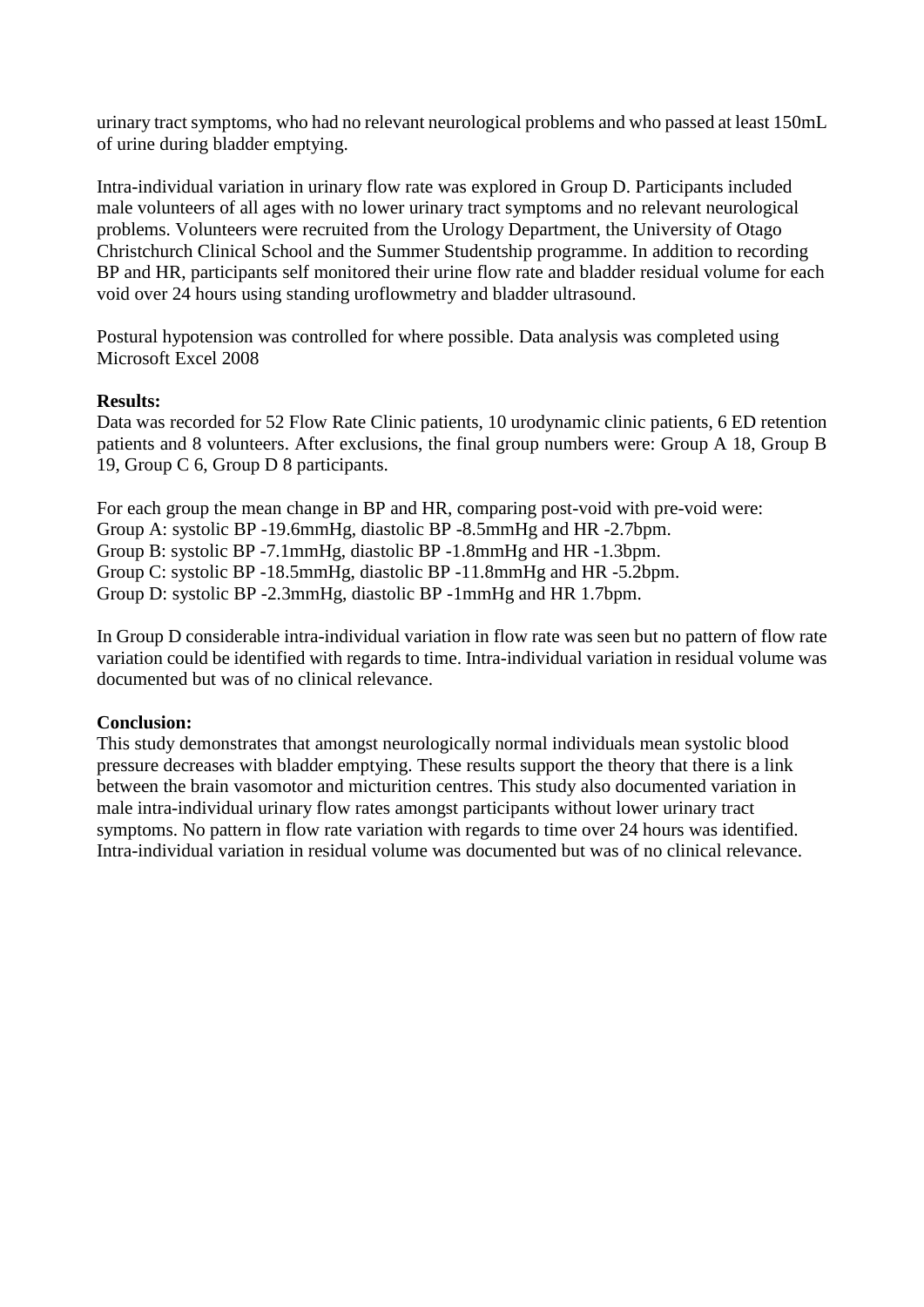urinary tract symptoms, who had no relevant neurological problems and who passed at least 150mL of urine during bladder emptying.

Intra-individual variation in urinary flow rate was explored in Group D. Participants included male volunteers of all ages with no lower urinary tract symptoms and no relevant neurological problems. Volunteers were recruited from the Urology Department, the University of Otago Christchurch Clinical School and the Summer Studentship programme. In addition to recording BP and HR, participants self monitored their urine flow rate and bladder residual volume for each void over 24 hours using standing uroflowmetry and bladder ultrasound.

Postural hypotension was controlled for where possible. Data analysis was completed using Microsoft Excel 2008

**Results:**
Data was recorded for 52 Flow Rate Clinic patients, 10 urodynamic clinic patients, 6 ED retention patients and 8 volunteers. After exclusions, the final group numbers were: Group A 18, Group B 19, Group C 6, Group D 8 participants.

For each group the mean change in BP and HR, comparing post-void with pre-void were:
Group A: systolic BP -19.6mmHg, diastolic BP -8.5mmHg and HR -2.7bpm.
Group B: systolic BP -7.1mmHg, diastolic BP -1.8mmHg and HR -1.3bpm.
Group C: systolic BP -18.5mmHg, diastolic BP -11.8mmHg and HR -5.2bpm.
Group D: systolic BP -2.3mmHg, diastolic BP -1mmHg and HR 1.7bpm.

In Group D considerable intra-individual variation in flow rate was seen but no pattern of flow rate variation could be identified with regards to time. Intra-individual variation in residual volume was documented but was of no clinical relevance.

**Conclusion:**
This study demonstrates that amongst neurologically normal individuals mean systolic blood pressure decreases with bladder emptying. These results support the theory that there is a link between the brain vasomotor and micturition centres. This study also documented variation in male intra-individual urinary flow rates amongst participants without lower urinary tract symptoms. No pattern in flow rate variation with regards to time over 24 hours was identified. Intra-individual variation in residual volume was documented but was of no clinical relevance.